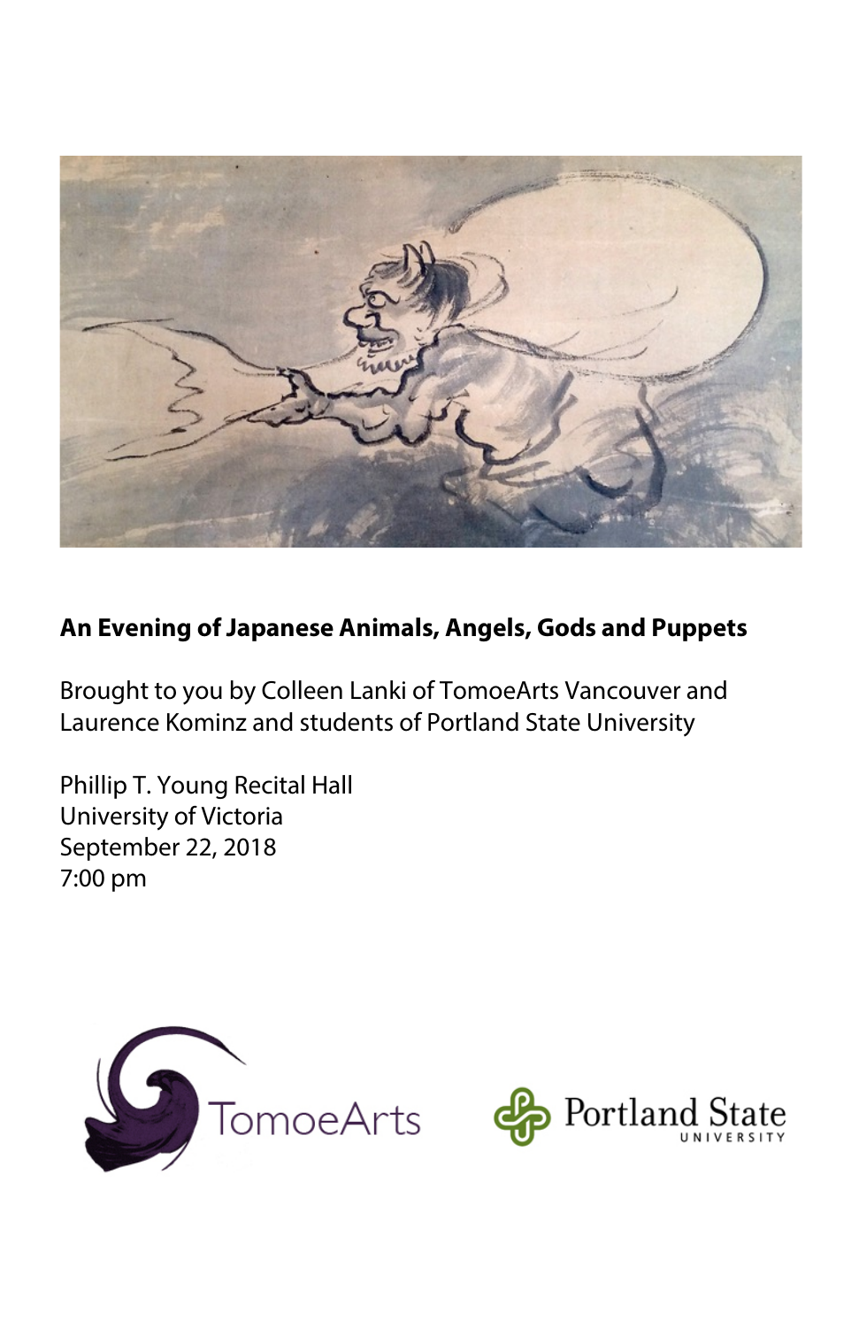**An Evening of Japanese Animals, Angels, Gods and Puppets**

Brought to you by Colleen Lanki of TomoeArts Vancouver and Laurence Kominz and students of Portland State University

Phillip T. Young Recital Hall
University of Victoria
September 22, 2018
7:00 pm

TomoeArts

Portland State University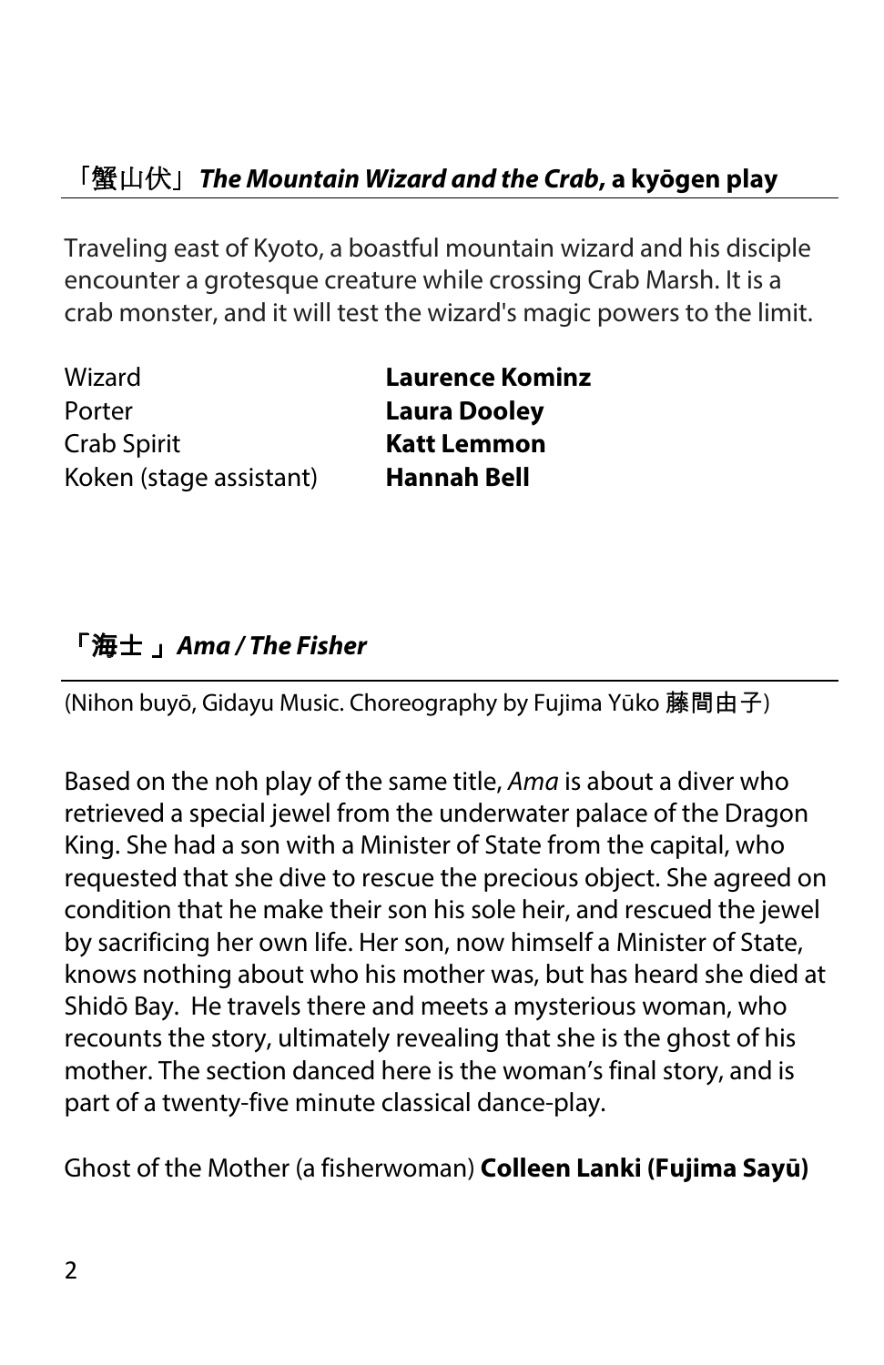## 「蟹山伏」 ***The Mountain Wizard and the Crab*, a kyōgen play**

Traveling east of Kyoto, a boastful mountain wizard and his disciple encounter a grotesque creature while crossing Crab Marsh. It is a crab monster, and it will test the wizard's magic powers to the limit.

| | |
|---|---|
| Wizard | **Laurence Kominz** |
| Porter | **Laura Dooley** |
| Crab Spirit | **Katt Lemmon** |
| Koken (stage assistant) | **Hannah Bell** |

## **「海士 」*Ama / The Fisher***

(Nihon buyō, Gidayu Music. Choreography by Fujima Yūko 藤間由子)

Based on the noh play of the same title, *Ama* is about a diver who retrieved a special jewel from the underwater palace of the Dragon King. She had a son with a Minister of State from the capital, who requested that she dive to rescue the precious object. She agreed on condition that he make their son his sole heir, and rescued the jewel by sacrificing her own life. Her son, now himself a Minister of State, knows nothing about who his mother was, but has heard she died at Shidō Bay. He travels there and meets a mysterious woman, who recounts the story, ultimately revealing that she is the ghost of his mother. The section danced here is the woman's final story, and is part of a twenty-five minute classical dance-play.

Ghost of the Mother (a fisherwoman) **Colleen Lanki (Fujima Sayū)**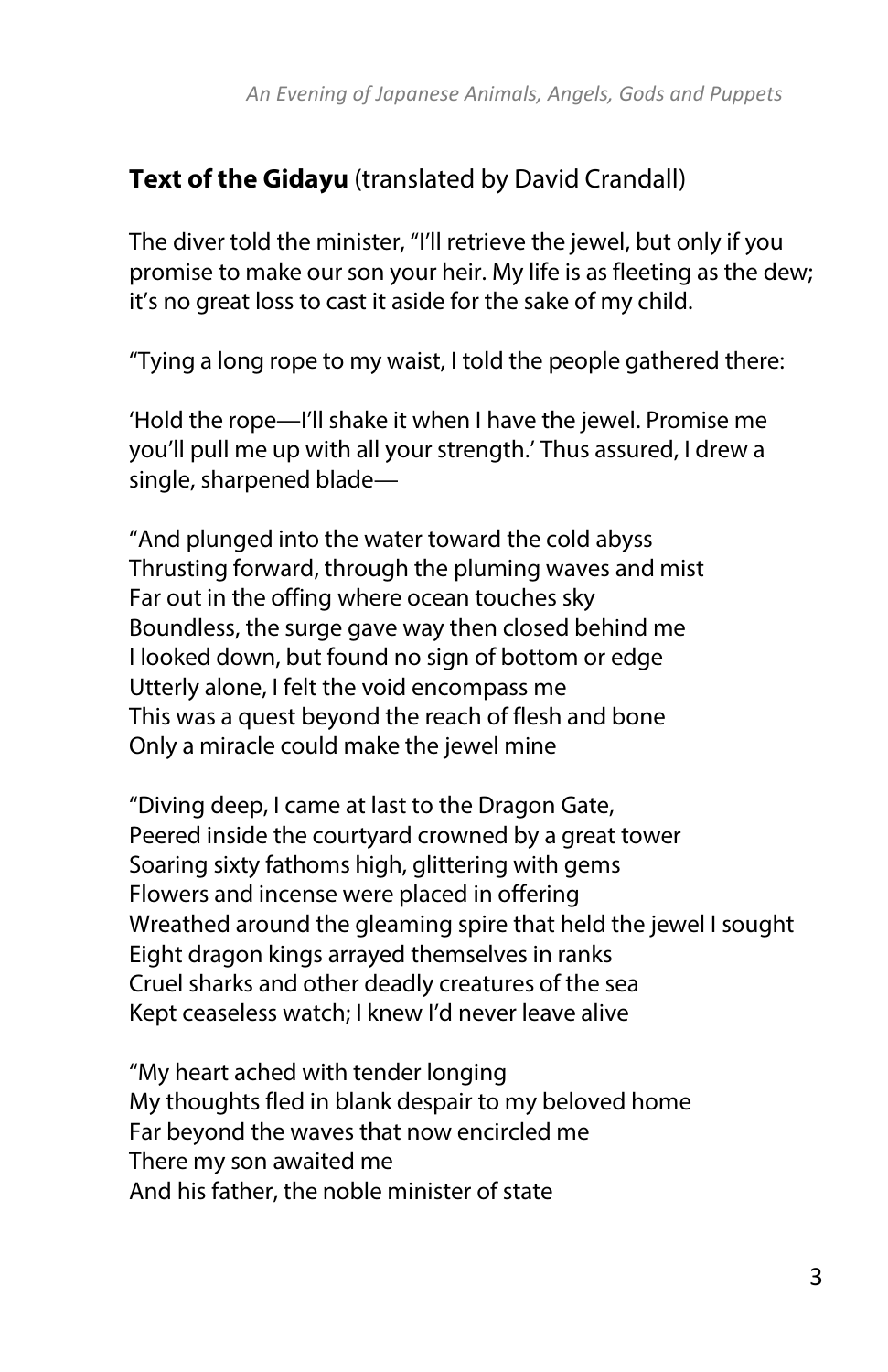**Text of the Gidayu** (translated by David Crandall)

The diver told the minister, “I’ll retrieve the jewel, but only if you promise to make our son your heir. My life is as fleeting as the dew; it’s no great loss to cast it aside for the sake of my child.

“Tying a long rope to my waist, I told the people gathered there:

‘Hold the rope—I’ll shake it when I have the jewel. Promise me you’ll pull me up with all your strength.’ Thus assured, I drew a single, sharpened blade—

“And plunged into the water toward the cold abyss  
Thrusting forward, through the pluming waves and mist  
Far out in the offing where ocean touches sky  
Boundless, the surge gave way then closed behind me  
I looked down, but found no sign of bottom or edge  
Utterly alone, I felt the void encompass me  
This was a quest beyond the reach of flesh and bone  
Only a miracle could make the jewel mine

“Diving deep, I came at last to the Dragon Gate,  
Peered inside the courtyard crowned by a great tower  
Soaring sixty fathoms high, glittering with gems  
Flowers and incense were placed in offering  
Wreathed around the gleaming spire that held the jewel I sought  
Eight dragon kings arrayed themselves in ranks  
Cruel sharks and other deadly creatures of the sea  
Kept ceaseless watch; I knew I’d never leave alive

“My heart ached with tender longing  
My thoughts fled in blank despair to my beloved home  
Far beyond the waves that now encircled me  
There my son awaited me  
And his father, the noble minister of state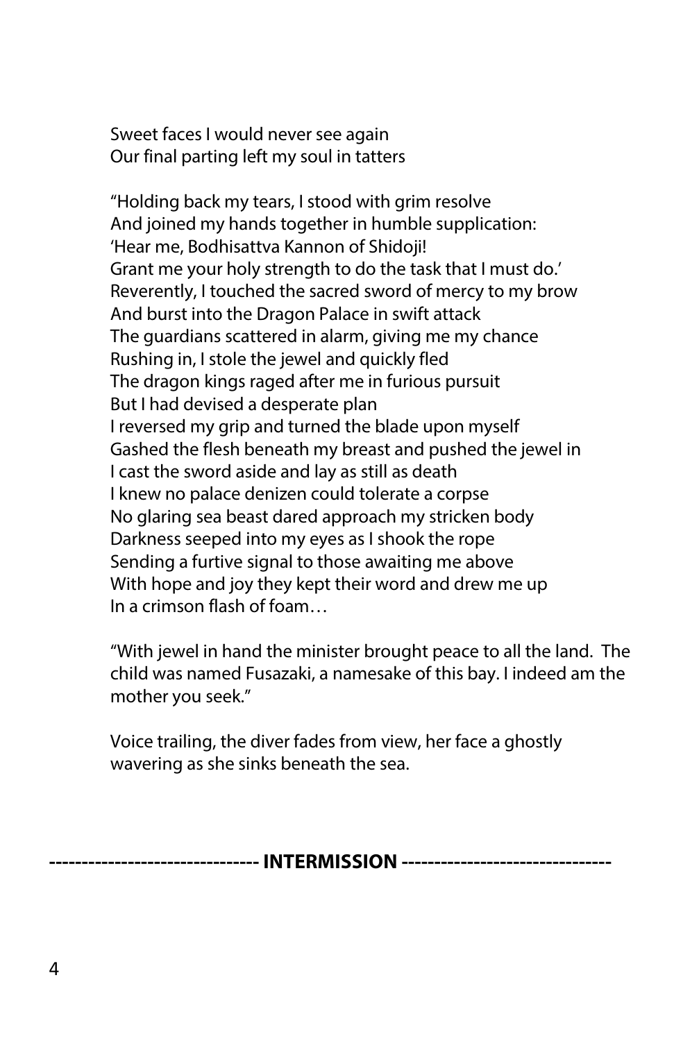Sweet faces I would never see again
Our final parting left my soul in tatters

"Holding back my tears, I stood with grim resolve
And joined my hands together in humble supplication:
'Hear me, Bodhisattva Kannon of Shidoji!
Grant me your holy strength to do the task that I must do.'
Reverently, I touched the sacred sword of mercy to my brow
And burst into the Dragon Palace in swift attack
The guardians scattered in alarm, giving me my chance
Rushing in, I stole the jewel and quickly fled
The dragon kings raged after me in furious pursuit
But I had devised a desperate plan
I reversed my grip and turned the blade upon myself
Gashed the flesh beneath my breast and pushed the jewel in
I cast the sword aside and lay as still as death
I knew no palace denizen could tolerate a corpse
No glaring sea beast dared approach my stricken body
Darkness seeped into my eyes as I shook the rope
Sending a furtive signal to those awaiting me above
With hope and joy they kept their word and drew me up
In a crimson flash of foam…

"With jewel in hand the minister brought peace to all the land. The child was named Fusazaki, a namesake of this bay. I indeed am the mother you seek."

Voice trailing, the diver fades from view, her face a ghostly wavering as she sinks beneath the sea.

**------------------------------- INTERMISSION -------------------------------**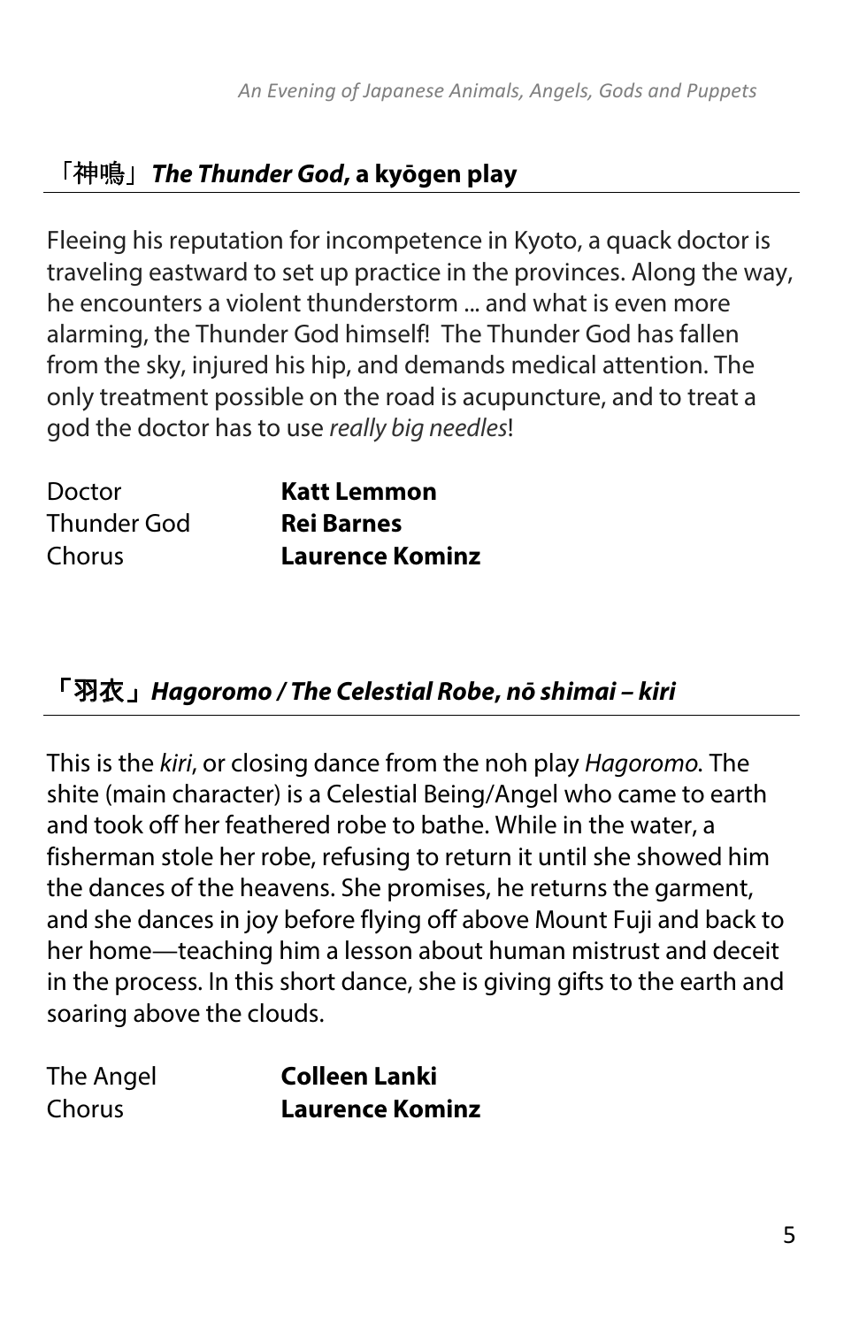## 「神鳴」 ***The Thunder God*, a kyōgen play**

Fleeing his reputation for incompetence in Kyoto, a quack doctor is traveling eastward to set up practice in the provinces. Along the way, he encounters a violent thunderstorm ... and what is even more alarming, the Thunder God himself! The Thunder God has fallen from the sky, injured his hip, and demands medical attention. The only treatment possible on the road is acupuncture, and to treat a god the doctor has to use *really big needles*!

| | |
|---|---|
| Doctor | **Katt Lemmon** |
| Thunder God | **Rei Barnes** |
| Chorus | **Laurence Kominz** |

## **「羽衣」*Hagoromo / The Celestial Robe*, *nō shimai – kiri***

This is the *kiri*, or closing dance from the noh play *Hagoromo*. The shite (main character) is a Celestial Being/Angel who came to earth and took off her feathered robe to bathe. While in the water, a fisherman stole her robe, refusing to return it until she showed him the dances of the heavens. She promises, he returns the garment, and she dances in joy before flying off above Mount Fuji and back to her home—teaching him a lesson about human mistrust and deceit in the process. In this short dance, she is giving gifts to the earth and soaring above the clouds.

| | |
|---|---|
| The Angel | **Colleen Lanki** |
| Chorus | **Laurence Kominz** |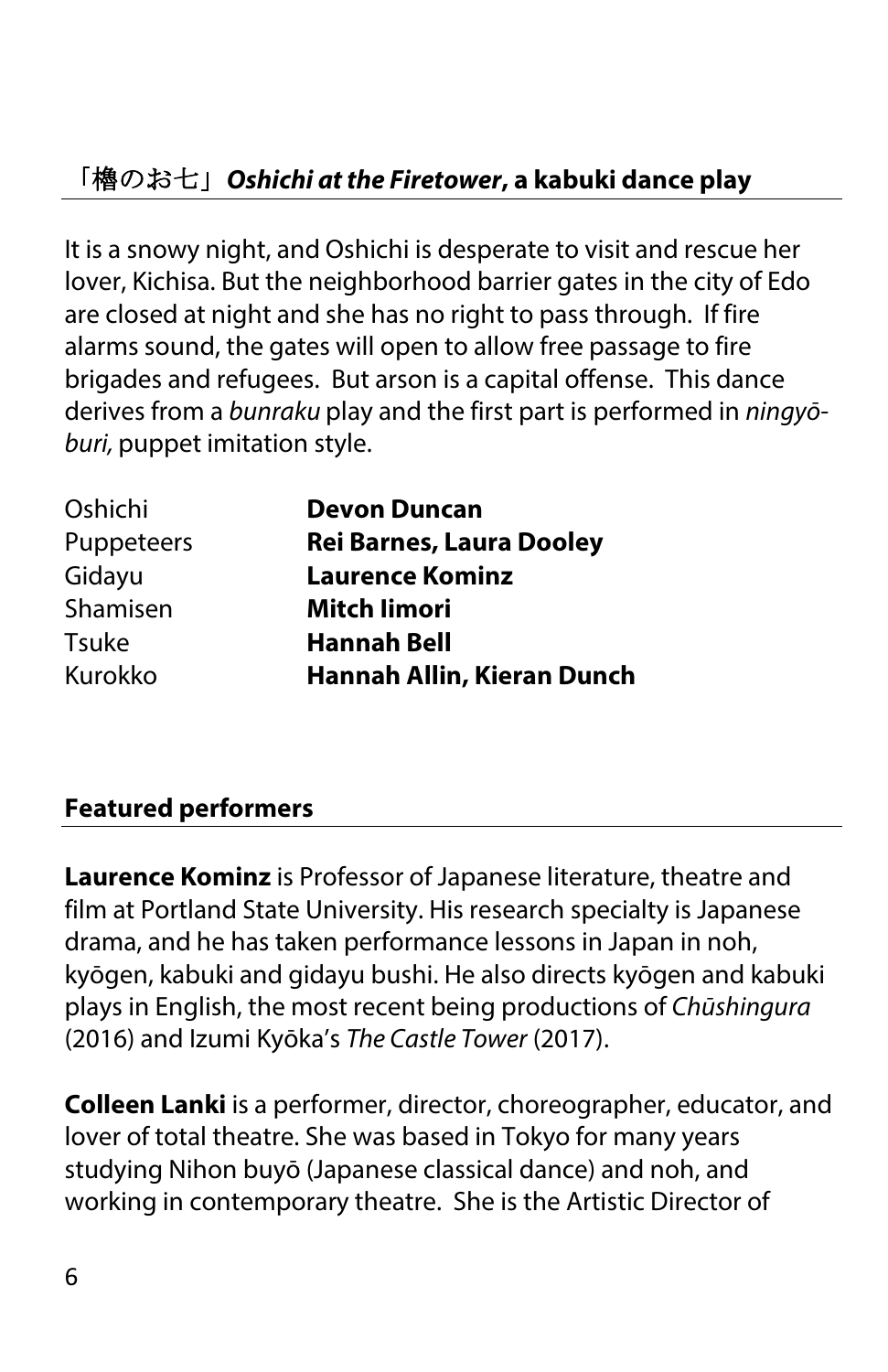## 「櫓のお七」*Oshichi at the Firetower*, a kabuki dance play

It is a snowy night, and Oshichi is desperate to visit and rescue her lover, Kichisa. But the neighborhood barrier gates in the city of Edo are closed at night and she has no right to pass through. If fire alarms sound, the gates will open to allow free passage to fire brigades and refugees. But arson is a capital offense. This dance derives from a *bunraku* play and the first part is performed in *ningyō-buri,* puppet imitation style.

| | |
|---|---|
| Oshichi | **Devon Duncan** |
| Puppeteers | **Rei Barnes, Laura Dooley** |
| Gidayu | **Laurence Kominz** |
| Shamisen | **Mitch Iimori** |
| Tsuke | **Hannah Bell** |
| Kurokko | **Hannah Allin, Kieran Dunch** |

## Featured performers

**Laurence Kominz** is Professor of Japanese literature, theatre and film at Portland State University. His research specialty is Japanese drama, and he has taken performance lessons in Japan in noh, kyōgen, kabuki and gidayu bushi. He also directs kyōgen and kabuki plays in English, the most recent being productions of *Chūshingura* (2016) and Izumi Kyōka's *The Castle Tower* (2017).

**Colleen Lanki** is a performer, director, choreographer, educator, and lover of total theatre. She was based in Tokyo for many years studying Nihon buyō (Japanese classical dance) and noh, and working in contemporary theatre. She is the Artistic Director of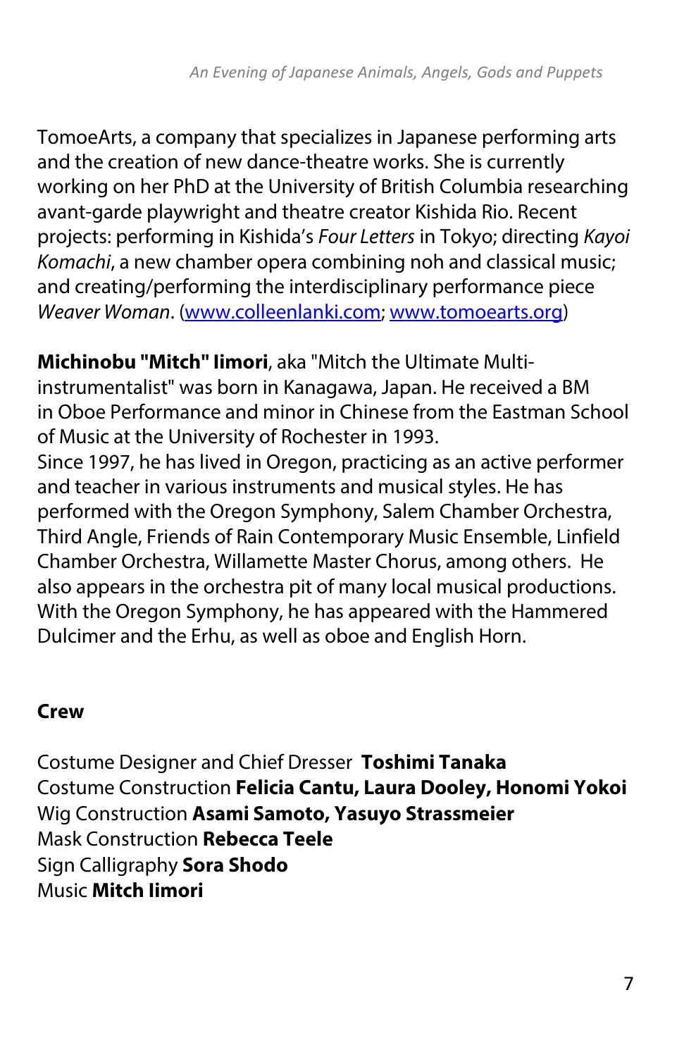TomoeArts, a company that specializes in Japanese performing arts and the creation of new dance-theatre works. She is currently working on her PhD at the University of British Columbia researching avant-garde playwright and theatre creator Kishida Rio. Recent projects: performing in Kishida's *Four Letters* in Tokyo; directing *Kayoi Komachi*, a new chamber opera combining noh and classical music; and creating/performing the interdisciplinary performance piece *Weaver Woman*. ([www.colleenlanki.com](http://www.colleenlanki.com); [www.tomoearts.org](http://www.tomoearts.org))

**Michinobu "Mitch" Iimori**, aka "Mitch the Ultimate Multi-instrumentalist" was born in Kanagawa, Japan. He received a BM in Oboe Performance and minor in Chinese from the Eastman School of Music at the University of Rochester in 1993.
Since 1997, he has lived in Oregon, practicing as an active performer and teacher in various instruments and musical styles. He has performed with the Oregon Symphony, Salem Chamber Orchestra, Third Angle, Friends of Rain Contemporary Music Ensemble, Linfield Chamber Orchestra, Willamette Master Chorus, among others. He also appears in the orchestra pit of many local musical productions. With the Oregon Symphony, he has appeared with the Hammered Dulcimer and the Erhu, as well as oboe and English Horn.

**Crew**

Costume Designer and Chief Dresser **Toshimi Tanaka**
Costume Construction **Felicia Cantu, Laura Dooley, Honomi Yokoi**
Wig Construction **Asami Samoto, Yasuyo Strassmeier**
Mask Construction **Rebecca Teele**
Sign Calligraphy **Sora Shodo**
Music **Mitch Iimori**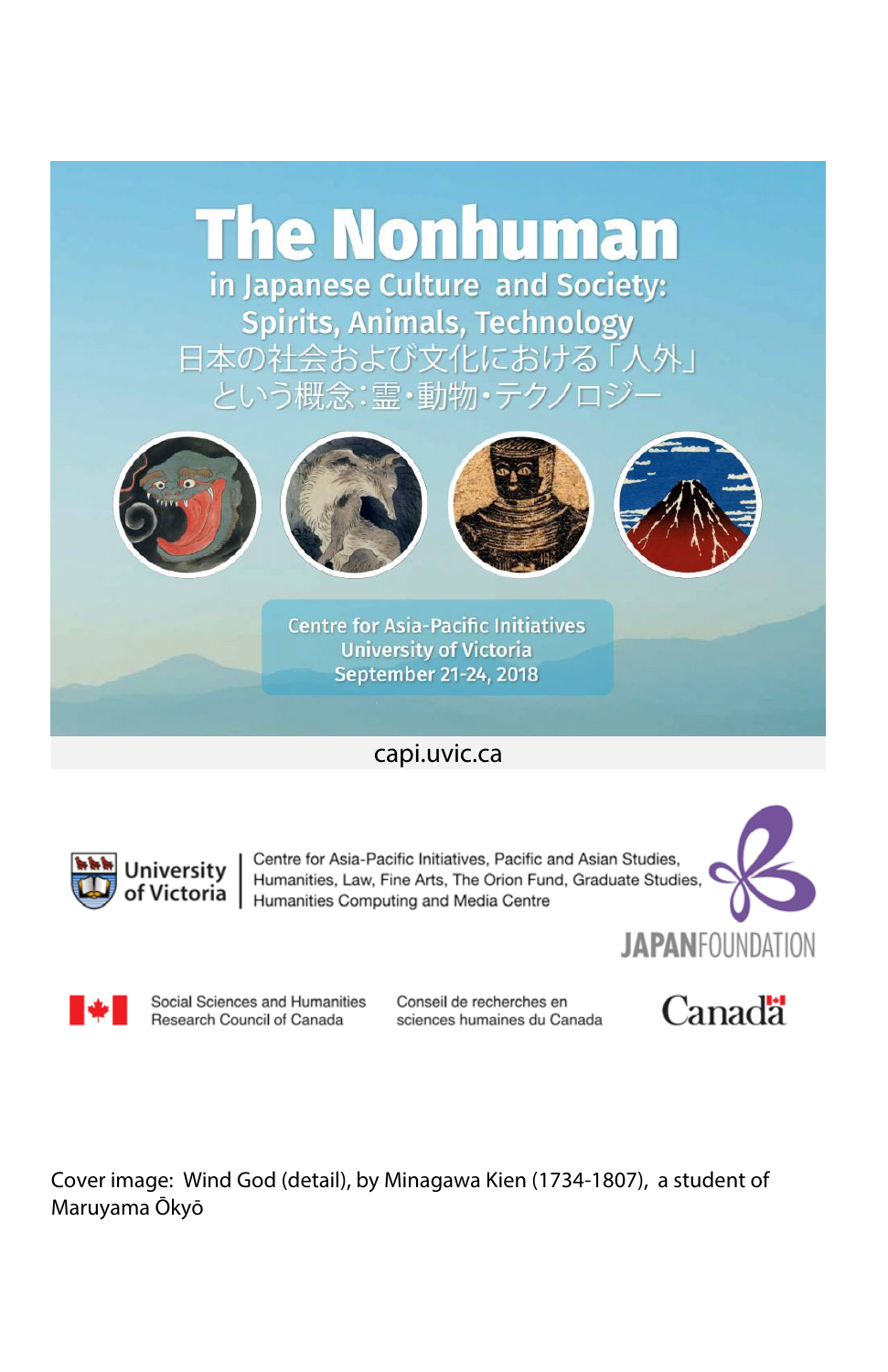# The Nonhuman

## in Japanese Culture and Society: Spirits, Animals, Technology

## 日本の社会および文化における「人外」という概念：霊・動物・テクノロジー

Centre for Asia-Pacific Initiatives
University of Victoria
September 21-24, 2018

capi.uvic.ca

University of Victoria | Centre for Asia-Pacific Initiatives, Pacific and Asian Studies, Humanities, Law, Fine Arts, The Orion Fund, Graduate Studies, Humanities Computing and Media Centre

JAPANFOUNDATION

Social Sciences and Humanities Research Council of Canada

Conseil de recherches en sciences humaines du Canada

Canada

Cover image: Wind God (detail), by Minagawa Kien (1734-1807), a student of Maruyama Ōkyō